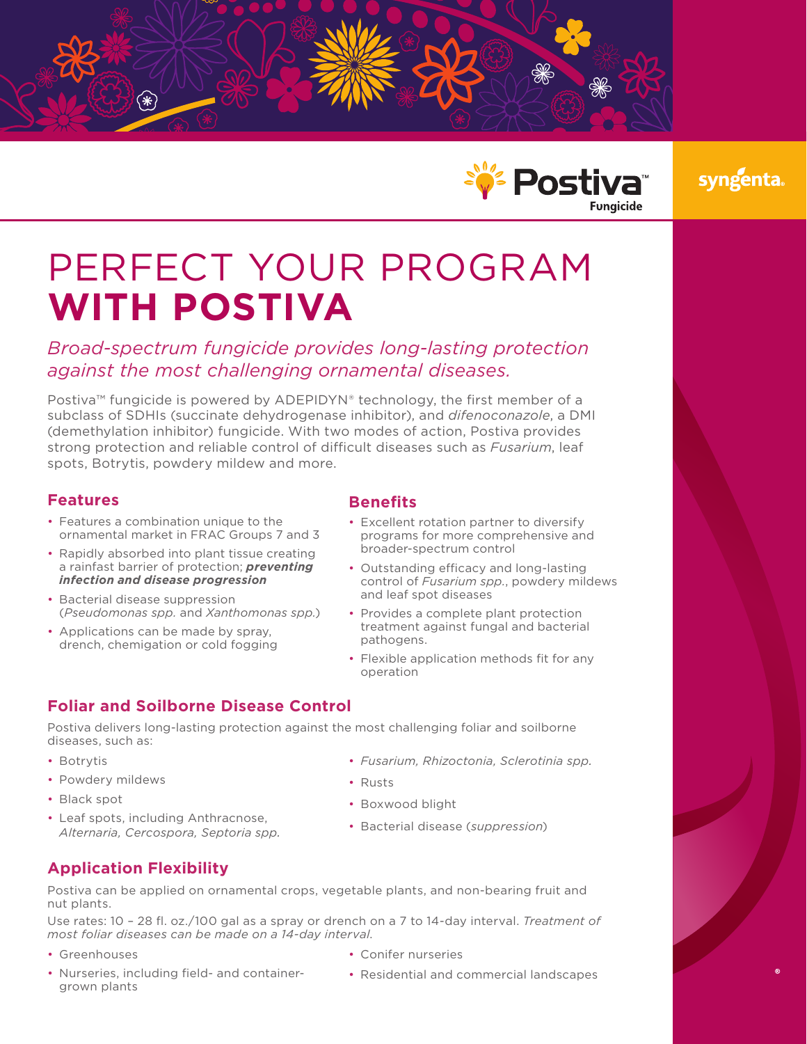Postiva™ Fungicide

syngenta.

# PERFECT YOUR PROGRAM **WITH POSTIVA**

*Broad-spectrum fungicide provides long-lasting protection against the most challenging ornamental diseases.*

Postiva™ fungicide is powered by ADEPIDYN® technology, the first member of a subclass of SDHIs (succinate dehydrogenase inhibitor), and *difenoconazole*, a DMI (demethylation inhibitor) fungicide. With two modes of action, Postiva provides strong protection and reliable control of difficult diseases such as *Fusarium*, leaf spots, Botrytis, powdery mildew and more.

## Features

- Features a combination unique to the ornamental market in FRAC Groups 7 and 3
- Rapidly absorbed into plant tissue creating a rainfast barrier of protection; ***preventing infection and disease progression***
- Bacterial disease suppression (*Pseudomonas spp.* and *Xanthomonas spp.*)
- Applications can be made by spray, drench, chemigation or cold fogging

## Benefits

- Excellent rotation partner to diversify programs for more comprehensive and broader-spectrum control
- Outstanding efficacy and long-lasting control of *Fusarium spp.*, powdery mildews and leaf spot diseases
- Provides a complete plant protection treatment against fungal and bacterial pathogens.
- Flexible application methods fit for any operation

## Foliar and Soilborne Disease Control

Postiva delivers long-lasting protection against the most challenging foliar and soilborne diseases, such as:

- Botrytis
- Powdery mildews
- Black spot
- Leaf spots, including Anthracnose, *Alternaria, Cercospora, Septoria spp.*
- *Fusarium, Rhizoctonia, Sclerotinia spp.*
- Rusts
- Boxwood blight
- Bacterial disease (*suppression*)

## Application Flexibility

Postiva can be applied on ornamental crops, vegetable plants, and non-bearing fruit and nut plants.

Use rates: 10 – 28 fl. oz./100 gal as a spray or drench on a 7 to 14-day interval. *Treatment of most foliar diseases can be made on a 14-day interval.*

- Greenhouses
- Nurseries, including field- and container-grown plants
- Conifer nurseries
- Residential and commercial landscapes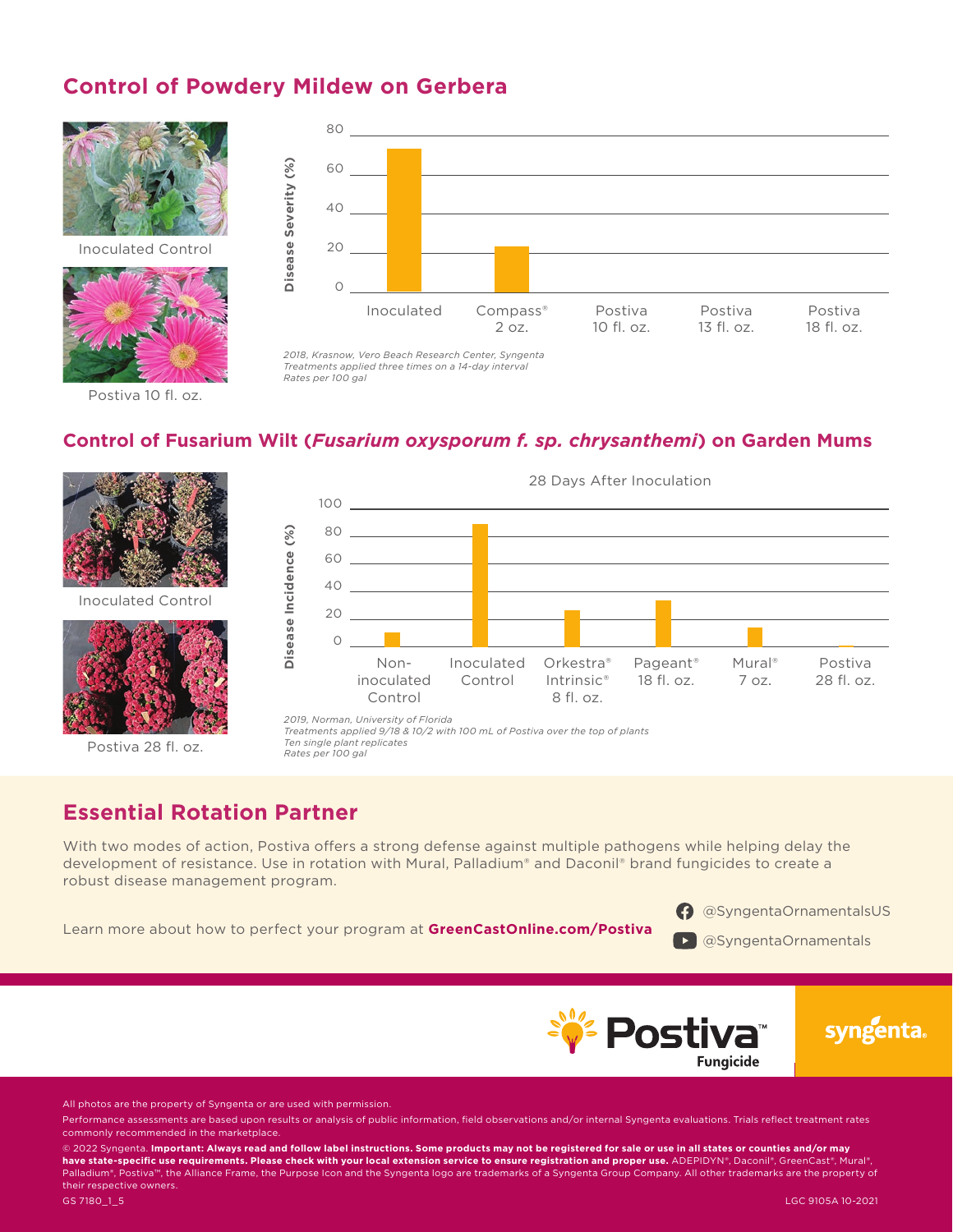## Control of Powdery Mildew on Gerbera

Inoculated Control

Postiva 10 fl. oz.

Disease Severity (%)

80
60
40
20
0

Inoculated
Compass® 2 oz.
Postiva 10 fl. oz.
Postiva 13 fl. oz.
Postiva 18 fl. oz.

*2018, Krasnow, Vero Beach Research Center, Syngenta*
*Treatments applied three times on a 14-day interval*
*Rates per 100 gal*

## Control of Fusarium Wilt (*Fusarium oxysporum f. sp. chrysanthemi*) on Garden Mums

Inoculated Control

Postiva 28 fl. oz.

28 Days After Inoculation

Disease Incidence (%)

100
80
60
40
20
0

Non-inoculated Control
Inoculated Control
Orkestra® Intrinsic® 8 fl. oz.
Pageant® 18 fl. oz.
Mural® 7 oz.
Postiva 28 fl. oz.

*2019, Norman, University of Florida*
*Treatments applied 9/18 & 10/2 with 100 mL of Postiva over the top of plants*
*Ten single plant replicates*
*Rates per 100 gal*

## Essential Rotation Partner

With two modes of action, Postiva offers a strong defense against multiple pathogens while helping delay the development of resistance. Use in rotation with Mural, Palladium® and Daconil® brand fungicides to create a robust disease management program.

Learn more about how to perfect your program at **GreenCastOnline.com/Postiva**

@SyngentaOrnamentalsUS

@SyngentaOrnamentals

Postiva™ Fungicide

syngenta.

All photos are the property of Syngenta or are used with permission.

Performance assessments are based upon results or analysis of public information, field observations and/or internal Syngenta evaluations. Trials reflect treatment rates commonly recommended in the marketplace.

© 2022 Syngenta. **Important: Always read and follow label instructions. Some products may not be registered for sale or use in all states or counties and/or may have state-specific use requirements. Please check with your local extension service to ensure registration and proper use.** ADEPIDYN®, Daconil®, GreenCast®, Mural®, Palladium®, Postiva™, the Alliance Frame, the Purpose Icon and the Syngenta logo are trademarks of a Syngenta Group Company. All other trademarks are the property of their respective owners.

GS 7180_1_5

LGC 9105A 10-2021